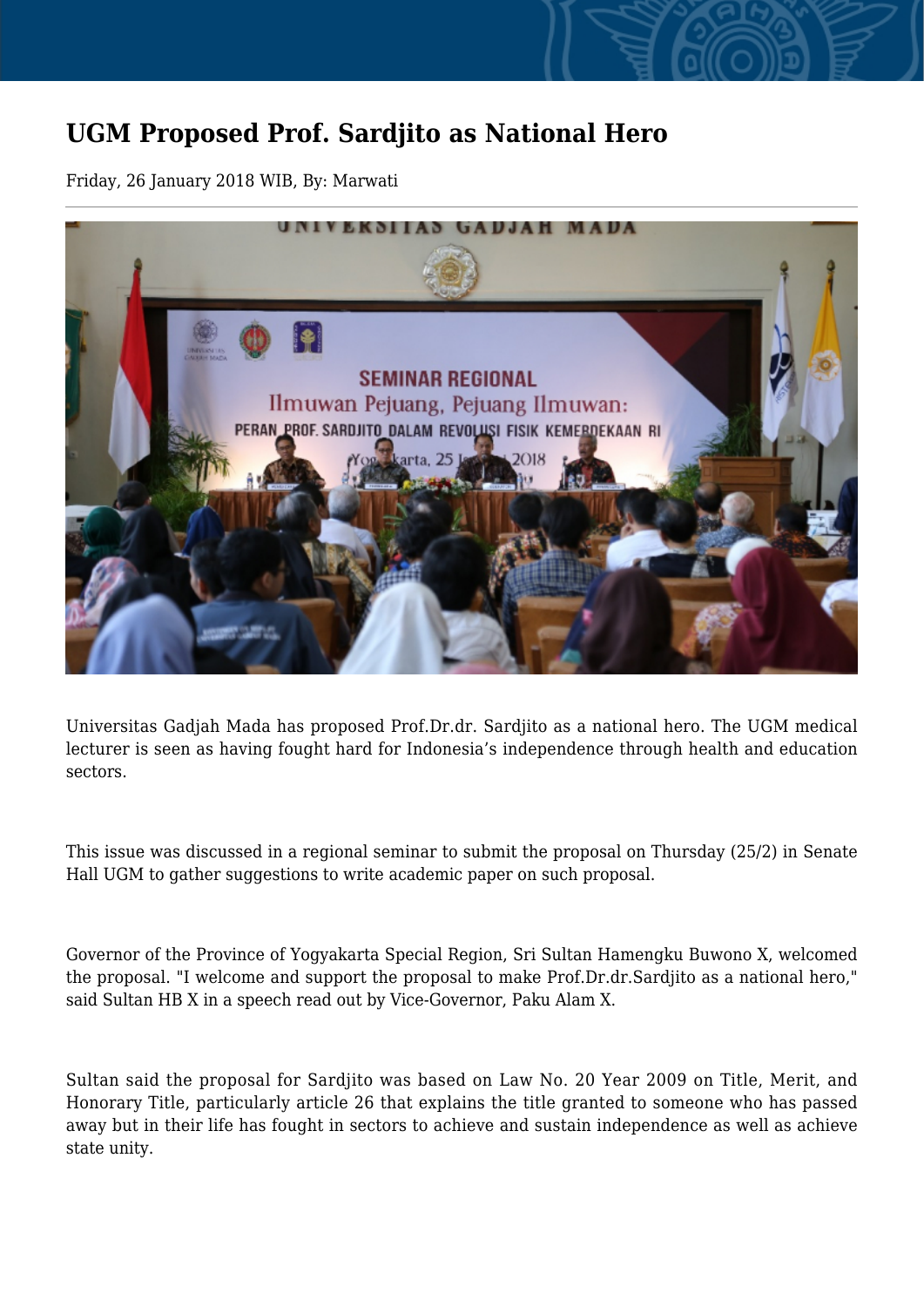# UGM Proposed Prof. Sardjito as National Hero

Friday, 26 January 2018 WIB, By: Marwati

Universitas Gadjah Mada has proposed Prof.Dr.dr. Sardjito as a national hero. The UGM medical lecturer is seen as having fought hard for Indonesia's independence through health and education sectors.

This issue was discussed in a regional seminar to submit the proposal on Thursday (25/2) in Senate Hall UGM to gather suggestions to write academic paper on such proposal.

Governor of the Province of Yogyakarta Special Region, Sri Sultan Hamengku Buwono X, welcomed the proposal. "I welcome and support the proposal to make Prof.Dr.dr.Sardjito as a national hero," said Sultan HB X in a speech read out by Vice-Governor, Paku Alam X.

Sultan said the proposal for Sardjito was based on Law No. 20 Year 2009 on Title, Merit, and Honorary Title, particularly article 26 that explains the title granted to someone who has passed away but in their life has fought in sectors to achieve and sustain independence as well as achieve state unity.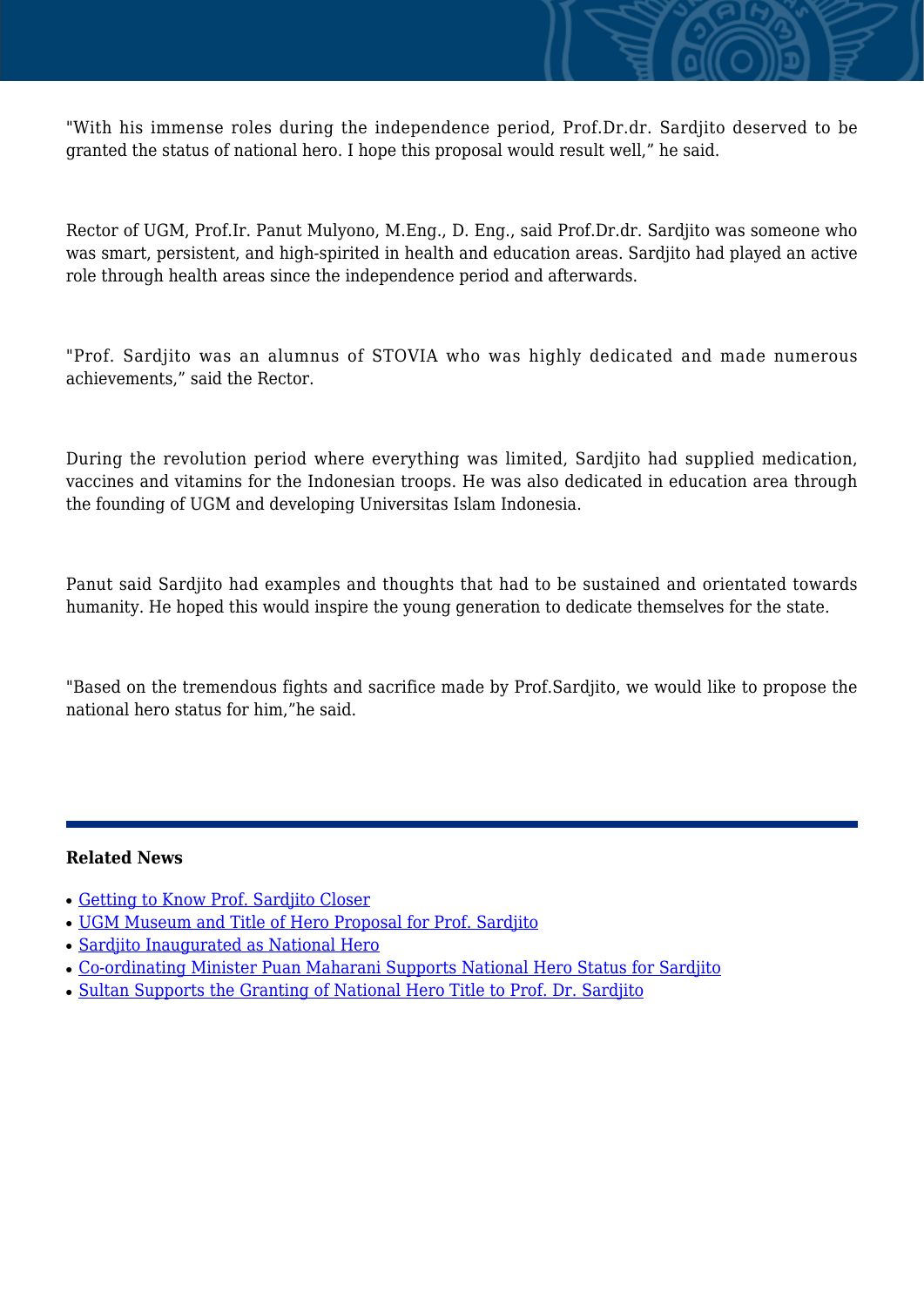"With his immense roles during the independence period, Prof.Dr.dr. Sardjito deserved to be granted the status of national hero. I hope this proposal would result well," he said.

Rector of UGM, Prof.Ir. Panut Mulyono, M.Eng., D. Eng., said Prof.Dr.dr. Sardjito was someone who was smart, persistent, and high-spirited in health and education areas. Sardjito had played an active role through health areas since the independence period and afterwards.

"Prof. Sardjito was an alumnus of STOVIA who was highly dedicated and made numerous achievements," said the Rector.

During the revolution period where everything was limited, Sardjito had supplied medication, vaccines and vitamins for the Indonesian troops. He was also dedicated in education area through the founding of UGM and developing Universitas Islam Indonesia.

Panut said Sardjito had examples and thoughts that had to be sustained and orientated towards humanity. He hoped this would inspire the young generation to dedicate themselves for the state.

"Based on the tremendous fights and sacrifice made by Prof.Sardjito, we would like to propose the national hero status for him,"he said.

---

**Related News**

- Getting to Know Prof. Sardjito Closer
- UGM Museum and Title of Hero Proposal for Prof. Sardjito
- Sardjito Inaugurated as National Hero
- Co-ordinating Minister Puan Maharani Supports National Hero Status for Sardjito
- Sultan Supports the Granting of National Hero Title to Prof. Dr. Sardjito